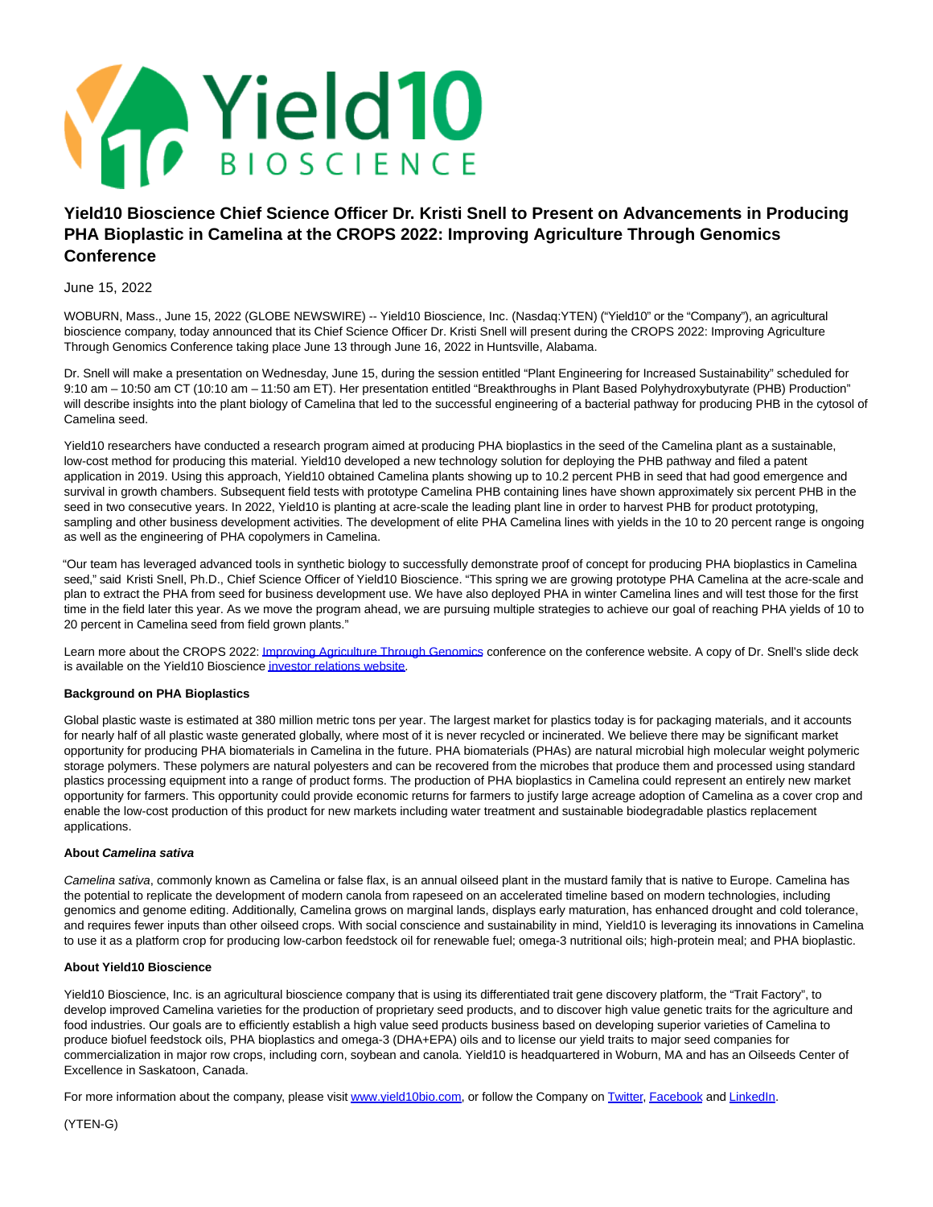# Yield10 Bioscience Chief Science Officer Dr. Kristi Snell to Present on Advancements in Producing PHA Bioplastic in Camelina at the CROPS 2022: Improving Agriculture Through Genomics Conference

June 15, 2022

WOBURN, Mass., June 15, 2022 (GLOBE NEWSWIRE) -- Yield10 Bioscience, Inc. (Nasdaq:YTEN) ("Yield10" or the "Company"), an agricultural bioscience company, today announced that its Chief Science Officer Dr. Kristi Snell will present during the CROPS 2022: Improving Agriculture Through Genomics Conference taking place June 13 through June 16, 2022 in Huntsville, Alabama.

Dr. Snell will make a presentation on Wednesday, June 15, during the session entitled "Plant Engineering for Increased Sustainability" scheduled for 9:10 am – 10:50 am CT (10:10 am – 11:50 am ET). Her presentation entitled "Breakthroughs in Plant Based Polyhydroxybutyrate (PHB) Production" will describe insights into the plant biology of Camelina that led to the successful engineering of a bacterial pathway for producing PHB in the cytosol of Camelina seed.

Yield10 researchers have conducted a research program aimed at producing PHA bioplastics in the seed of the Camelina plant as a sustainable, low-cost method for producing this material. Yield10 developed a new technology solution for deploying the PHB pathway and filed a patent application in 2019. Using this approach, Yield10 obtained Camelina plants showing up to 10.2 percent PHB in seed that had good emergence and survival in growth chambers. Subsequent field tests with prototype Camelina PHB containing lines have shown approximately six percent PHB in the seed in two consecutive years. In 2022, Yield10 is planting at acre-scale the leading plant line in order to harvest PHB for product prototyping, sampling and other business development activities. The development of elite PHA Camelina lines with yields in the 10 to 20 percent range is ongoing as well as the engineering of PHA copolymers in Camelina.

"Our team has leveraged advanced tools in synthetic biology to successfully demonstrate proof of concept for producing PHA bioplastics in Camelina seed," said Kristi Snell, Ph.D., Chief Science Officer of Yield10 Bioscience. "This spring we are growing prototype PHA Camelina at the acre-scale and plan to extract the PHA from seed for business development use. We have also deployed PHA in winter Camelina lines and will test those for the first time in the field later this year. As we move the program ahead, we are pursuing multiple strategies to achieve our goal of reaching PHA yields of 10 to 20 percent in Camelina seed from field grown plants."

Learn more about the CROPS 2022: Improving Agriculture Through Genomics conference on the conference website. A copy of Dr. Snell's slide deck is available on the Yield10 Bioscience investor relations website.

**Background on PHA Bioplastics**

Global plastic waste is estimated at 380 million metric tons per year. The largest market for plastics today is for packaging materials, and it accounts for nearly half of all plastic waste generated globally, where most of it is never recycled or incinerated. We believe there may be significant market opportunity for producing PHA biomaterials in Camelina in the future. PHA biomaterials (PHAs) are natural microbial high molecular weight polymeric storage polymers. These polymers are natural polyesters and can be recovered from the microbes that produce them and processed using standard plastics processing equipment into a range of product forms. The production of PHA bioplastics in Camelina could represent an entirely new market opportunity for farmers. This opportunity could provide economic returns for farmers to justify large acreage adoption of Camelina as a cover crop and enable the low-cost production of this product for new markets including water treatment and sustainable biodegradable plastics replacement applications.

**About *Camelina sativa***

*Camelina sativa*, commonly known as Camelina or false flax, is an annual oilseed plant in the mustard family that is native to Europe. Camelina has the potential to replicate the development of modern canola from rapeseed on an accelerated timeline based on modern technologies, including genomics and genome editing. Additionally, Camelina grows on marginal lands, displays early maturation, has enhanced drought and cold tolerance, and requires fewer inputs than other oilseed crops. With social conscience and sustainability in mind, Yield10 is leveraging its innovations in Camelina to use it as a platform crop for producing low-carbon feedstock oil for renewable fuel; omega-3 nutritional oils; high-protein meal; and PHA bioplastic.

**About Yield10 Bioscience**

Yield10 Bioscience, Inc. is an agricultural bioscience company that is using its differentiated trait gene discovery platform, the "Trait Factory", to develop improved Camelina varieties for the production of proprietary seed products, and to discover high value genetic traits for the agriculture and food industries. Our goals are to efficiently establish a high value seed products business based on developing superior varieties of Camelina to produce biofuel feedstock oils, PHA bioplastics and omega-3 (DHA+EPA) oils and to license our yield traits to major seed companies for commercialization in major row crops, including corn, soybean and canola. Yield10 is headquartered in Woburn, MA and has an Oilseeds Center of Excellence in Saskatoon, Canada.

For more information about the company, please visit www.yield10bio.com, or follow the Company on Twitter, Facebook and LinkedIn.

(YTEN-G)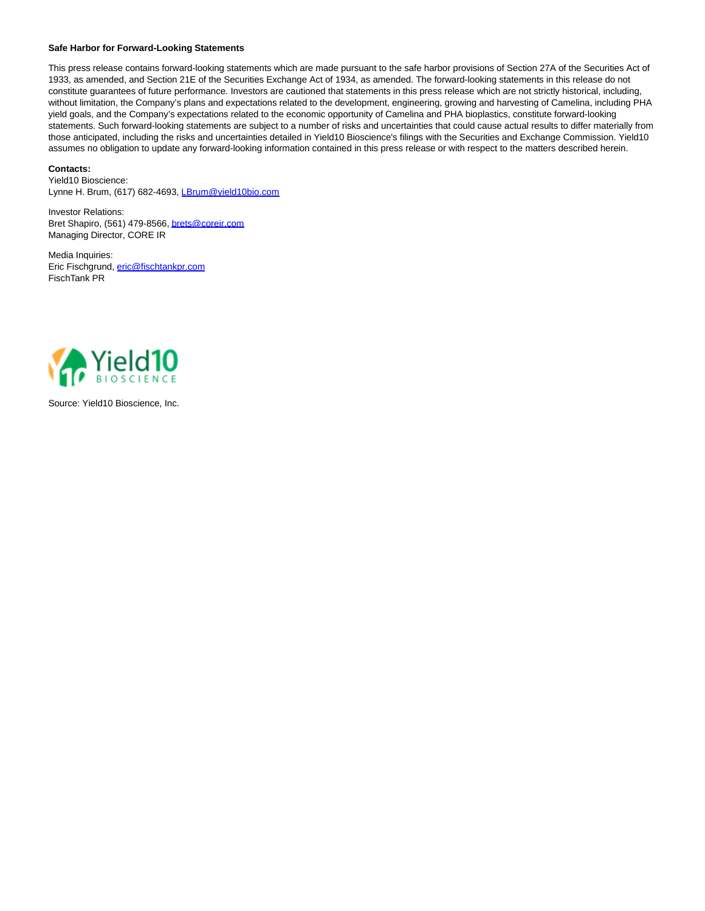**Safe Harbor for Forward-Looking Statements**

This press release contains forward-looking statements which are made pursuant to the safe harbor provisions of Section 27A of the Securities Act of 1933, as amended, and Section 21E of the Securities Exchange Act of 1934, as amended. The forward-looking statements in this release do not constitute guarantees of future performance. Investors are cautioned that statements in this press release which are not strictly historical, including, without limitation, the Company's plans and expectations related to the development, engineering, growing and harvesting of Camelina, including PHA yield goals, and the Company's expectations related to the economic opportunity of Camelina and PHA bioplastics, constitute forward-looking statements. Such forward-looking statements are subject to a number of risks and uncertainties that could cause actual results to differ materially from those anticipated, including the risks and uncertainties detailed in Yield10 Bioscience's filings with the Securities and Exchange Commission. Yield10 assumes no obligation to update any forward-looking information contained in this press release or with respect to the matters described herein.

**Contacts:**
Yield10 Bioscience:
Lynne H. Brum, (617) 682-4693, LBrum@yield10bio.com

Investor Relations:
Bret Shapiro, (561) 479-8566, brets@coreir.com
Managing Director, CORE IR

Media Inquiries:
Eric Fischgrund, eric@fischtankpr.com
FischTank PR

Source: Yield10 Bioscience, Inc.